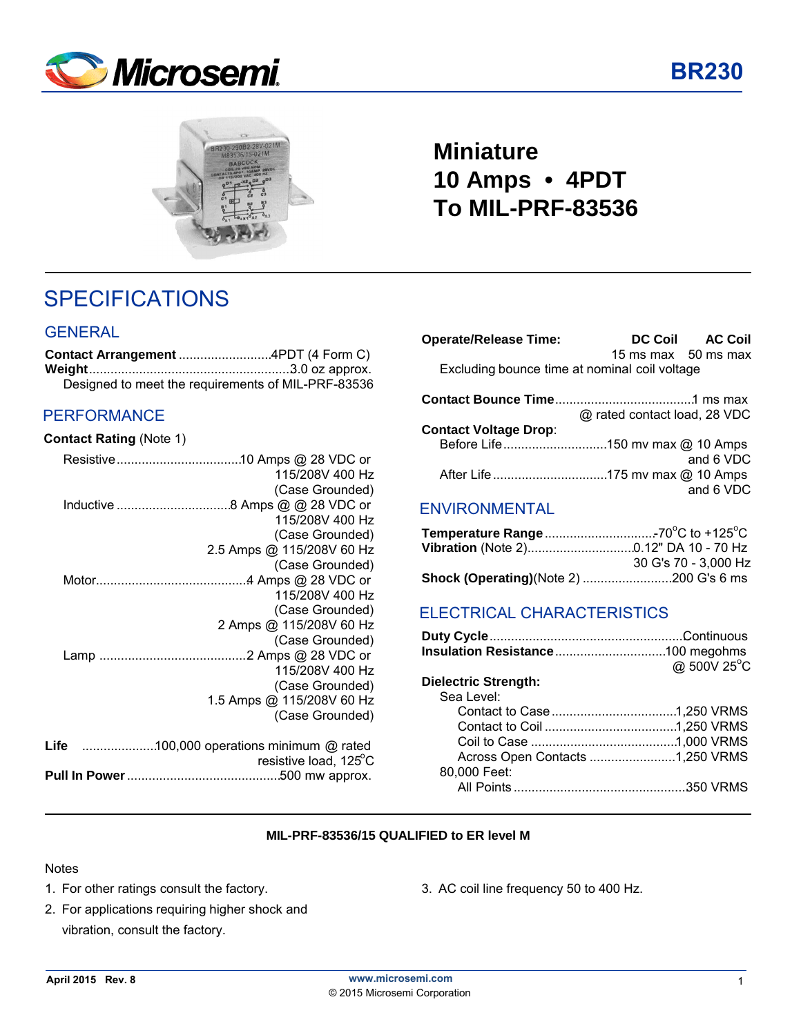# BR230

## Miniature
## 10 Amps • 4PDT
## To MIL-PRF-83536

# SPECIFICATIONS

## GENERAL

**Contact Arrangement** ..........................4PDT (4 Form C)
**Weight**........................................................3.0 oz approx.
Designed to meet the requirements of MIL-PRF-83536

## PERFORMANCE

**Contact Rating** (Note 1)

Resistive...................................10 Amps @ 28 VDC or 115/208V 400 Hz (Case Grounded)

Inductive ................................8 Amps @ @ 28 VDC or 115/208V 400 Hz (Case Grounded)
2.5 Amps @ 115/208V 60 Hz (Case Grounded)

Motor...........................................4 Amps @ 28 VDC or 115/208V 400 Hz (Case Grounded)
2 Amps @ 115/208V 60 Hz (Case Grounded)

Lamp .........................................2 Amps @ 28 VDC or 115/208V 400 Hz (Case Grounded)
1.5 Amps @ 115/208V 60 Hz (Case Grounded)

**Life** .....................100,000 operations minimum @ rated resistive load, 125°C
**Pull In Power**..........................................500 mw approx.

**Operate/Release Time:** DC Coil 15 ms max; AC Coil 50 ms max
Excluding bounce time at nominal coil voltage

**Contact Bounce Time**......................................1 ms max @ rated contact load, 28 VDC

**Contact Voltage Drop**:
Before Life.............................150 mv max @ 10 Amps and 6 VDC
After Life ................................175 mv max @ 10 Amps and 6 VDC

## ENVIRONMENTAL

**Temperature Range**..............................-70°C to +125°C
**Vibration** (Note 2).............................0.12" DA 10 - 70 Hz
30 G's 70 - 3,000 Hz
**Shock (Operating)**(Note 2) .........................200 G's 6 ms

## ELECTRICAL CHARACTERISTICS

**Duty Cycle**.....................................................Continuous
**Insulation Resistance**..............................100 megohms @ 500V 25°C

**Dielectric Strength:**
Sea Level:
Contact to Case..................................1,250 VRMS
Contact to Coil ....................................1,250 VRMS
Coil to Case ........................................1,000 VRMS
Across Open Contacts ........................1,250 VRMS
80,000 Feet:
All Points ...............................................350 VRMS

**MIL-PRF-83536/15 QUALIFIED to ER level M**

Notes

1. For other ratings consult the factory.
2. For applications requiring higher shock and vibration, consult the factory.
3. AC coil line frequency 50 to 400 Hz.

April 2015 Rev. 8
www.microsemi.com
© 2015 Microsemi Corporation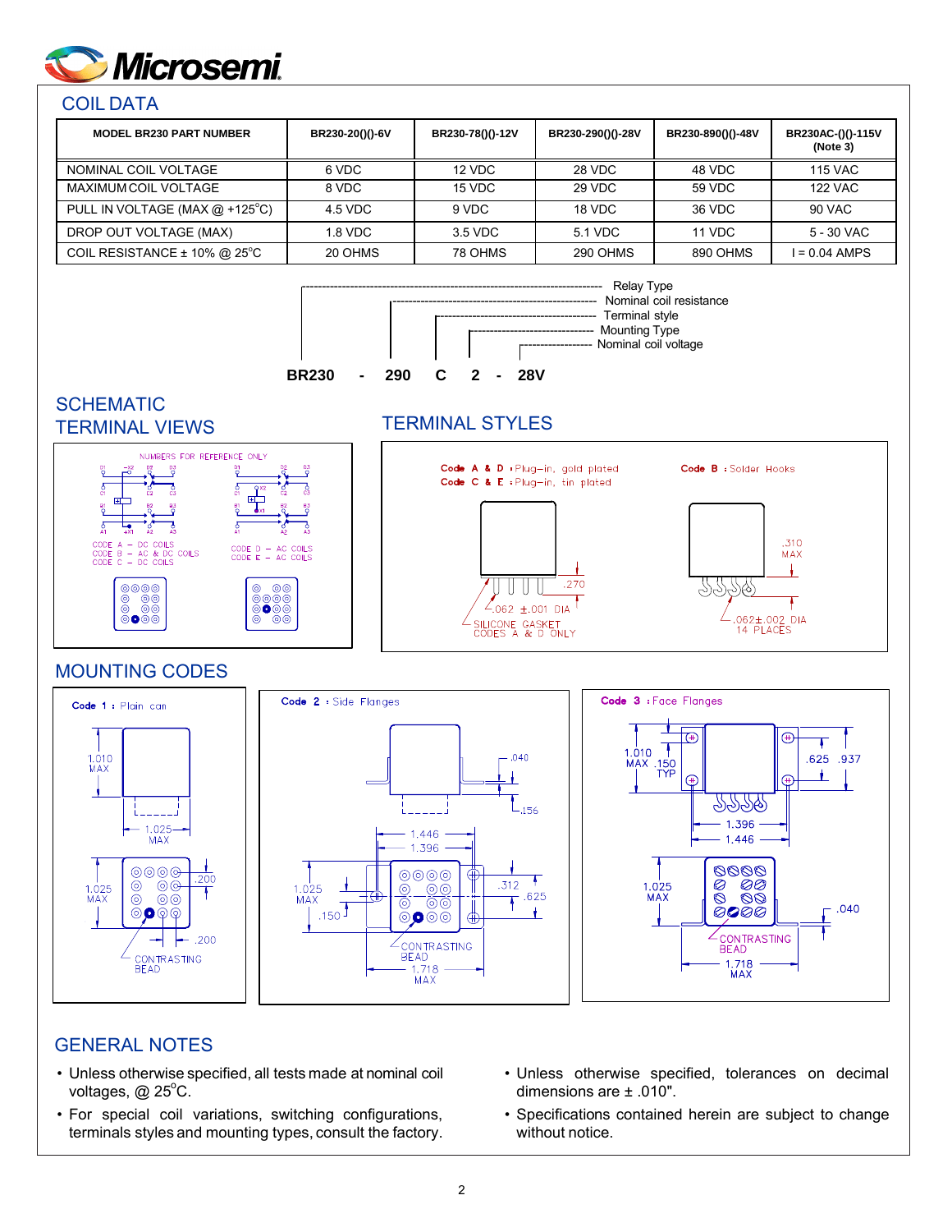## COIL DATA

| MODEL BR230 PART NUMBER | BR230-20()()-6V | BR230-78()()-12V | BR230-290()()-28V | BR230-890()()-48V | BR230AC-()()-115V (Note 3) |
|---|---|---|---|---|---|
| NOMINAL COIL VOLTAGE | 6 VDC | 12 VDC | 28 VDC | 48 VDC | 115 VAC |
| MAXIMUM COIL VOLTAGE | 8 VDC | 15 VDC | 29 VDC | 59 VDC | 122 VAC |
| PULL IN VOLTAGE (MAX @ +125°C) | 4.5 VDC | 9 VDC | 18 VDC | 36 VDC | 90 VAC |
| DROP OUT VOLTAGE (MAX) | 1.8 VDC | 3.5 VDC | 5.1 VDC | 11 VDC | 5 - 30 VAC |
| COIL RESISTANCE ± 10% @ 25°C | 20 OHMS | 78 OHMS | 290 OHMS | 890 OHMS | I = 0.04 AMPS |

**BR230 - 290 C 2 - 28V**

- BR230 — Relay Type
- 290 — Nominal coil resistance
- C — Terminal style
- 2 — Mounting Type
- 28V — Nominal coil voltage

## SCHEMATIC TERMINAL VIEWS

NUMBERS FOR REFERENCE ONLY

CODE A – DC COILS
CODE B – AC & DC COILS
CODE C – DC COILS

CODE D – AC COILS
CODE E – AC COILS

## TERMINAL STYLES

Code A & D : Plug-in, gold plated
Code C & E : Plug-in, tin plated

.270
.062 ±.001 DIA
SILICONE GASKET CODES A & D ONLY

Code B : Solder Hooks

.310 MAX
.062±.002 DIA 14 PLACES

## MOUNTING CODES

Code 1 : Plain can

1.010 MAX, 1.025 MAX, 1.025 MAX, .200, .200, CONTRASTING BEAD

Code 2 : Side Flanges

.040, .156, 1.446, 1.396, 1.025 MAX, .150, .312, .625, CONTRASTING BEAD, 1.718 MAX

Code 3 : Face Flanges

1.010 MAX, .150 TYP, .625, .937, 1.396, 1.446, 1.025 MAX, .040, CONTRASTING BEAD, 1.718 MAX

## GENERAL NOTES

- Unless otherwise specified, all tests made at nominal coil voltages, @ 25°C.
- For special coil variations, switching configurations, terminals styles and mounting types, consult the factory.
- Unless otherwise specified, tolerances on decimal dimensions are ± .010".
- Specifications contained herein are subject to change without notice.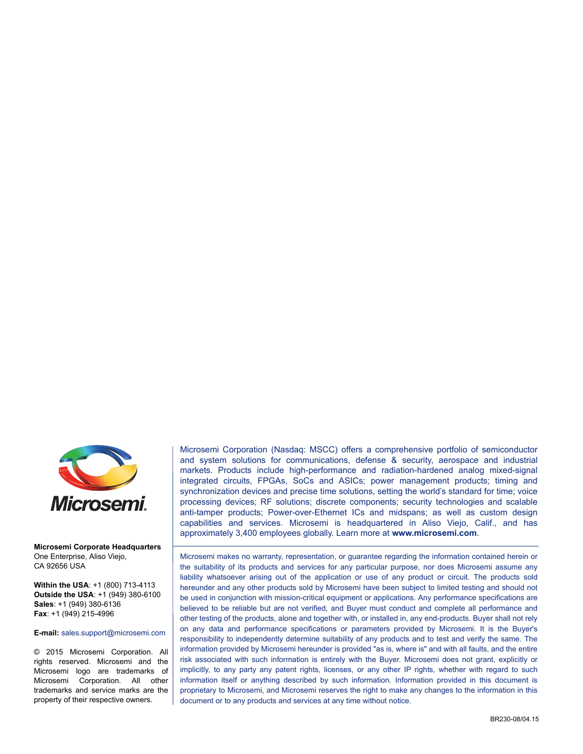Microsemi Corporation (Nasdaq: MSCC) offers a comprehensive portfolio of semiconductor and system solutions for communications, defense & security, aerospace and industrial markets. Products include high-performance and radiation-hardened analog mixed-signal integrated circuits, FPGAs, SoCs and ASICs; power management products; timing and synchronization devices and precise time solutions, setting the world's standard for time; voice processing devices; RF solutions; discrete components; security technologies and scalable anti-tamper products; Power-over-Ethernet ICs and midspans; as well as custom design capabilities and services. Microsemi is headquartered in Aliso Viejo, Calif., and has approximately 3,400 employees globally. Learn more at **www.microsemi.com**.

**Microsemi Corporate Headquarters**
One Enterprise, Aliso Viejo,
CA 92656 USA

**Within the USA**: +1 (800) 713-4113
**Outside the USA**: +1 (949) 380-6100
**Sales**: +1 (949) 380-6136
**Fax**: +1 (949) 215-4996

**E-mail:** sales.support@microsemi.com

© 2015 Microsemi Corporation. All rights reserved. Microsemi and the Microsemi logo are trademarks of Microsemi Corporation. All other trademarks and service marks are the property of their respective owners.

Microsemi makes no warranty, representation, or guarantee regarding the information contained herein or the suitability of its products and services for any particular purpose, nor does Microsemi assume any liability whatsoever arising out of the application or use of any product or circuit. The products sold hereunder and any other products sold by Microsemi have been subject to limited testing and should not be used in conjunction with mission-critical equipment or applications. Any performance specifications are believed to be reliable but are not verified, and Buyer must conduct and complete all performance and other testing of the products, alone and together with, or installed in, any end-products. Buyer shall not rely on any data and performance specifications or parameters provided by Microsemi. It is the Buyer's responsibility to independently determine suitability of any products and to test and verify the same. The information provided by Microsemi hereunder is provided "as is, where is" and with all faults, and the entire risk associated with such information is entirely with the Buyer. Microsemi does not grant, explicitly or implicitly, to any party any patent rights, licenses, or any other IP rights, whether with regard to such information itself or anything described by such information. Information provided in this document is proprietary to Microsemi, and Microsemi reserves the right to make any changes to the information in this document or to any products and services at any time without notice.

BR230-08/04.15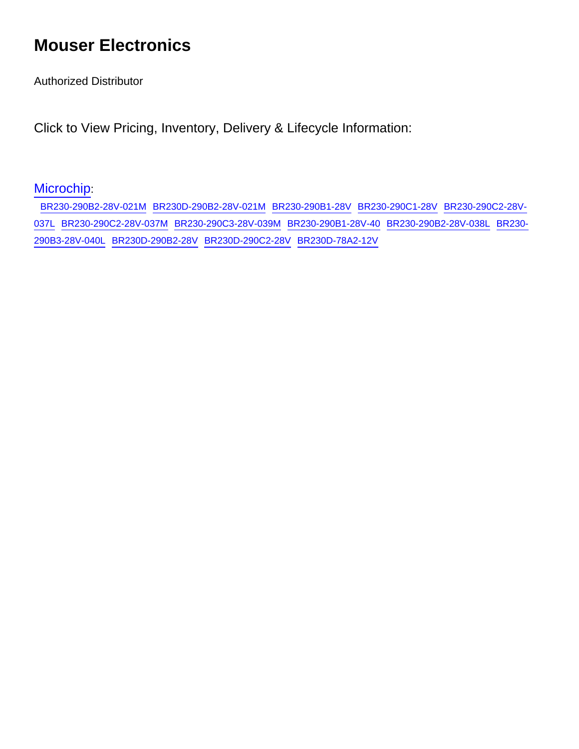# Mouser Electronics

Authorized Distributor

Click to View Pricing, Inventory, Delivery & Lifecycle Information:

Microchip:

BR230-290B2-28V-021M BR230D-290B2-28V-021M BR230-290B1-28V BR230-290C1-28V BR230-290C2-28V-037L BR230-290C2-28V-037M BR230-290C3-28V-039M BR230-290B1-28V-40 BR230-290B2-28V-038L BR230-290B3-28V-040L BR230D-290B2-28V BR230D-290C2-28V BR230D-78A2-12V